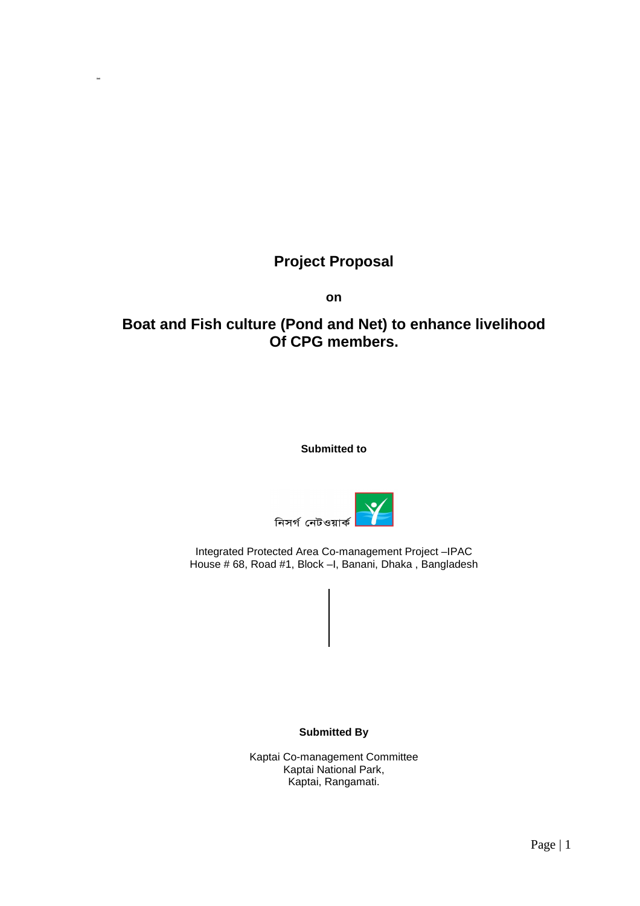# Project Proposal

**on**

## Boat and Fish culture (Pond and Net) to enhance livelihood Of CPG members.

**Submitted to**

নিসর্গ নেটওয়ার্ক

Integrated Protected Area Co-management Project –IPAC
House # 68, Road #1, Block –I, Banani, Dhaka , Bangladesh

**Submitted By**

Kaptai Co-management Committee
Kaptai National Park,
Kaptai, Rangamati.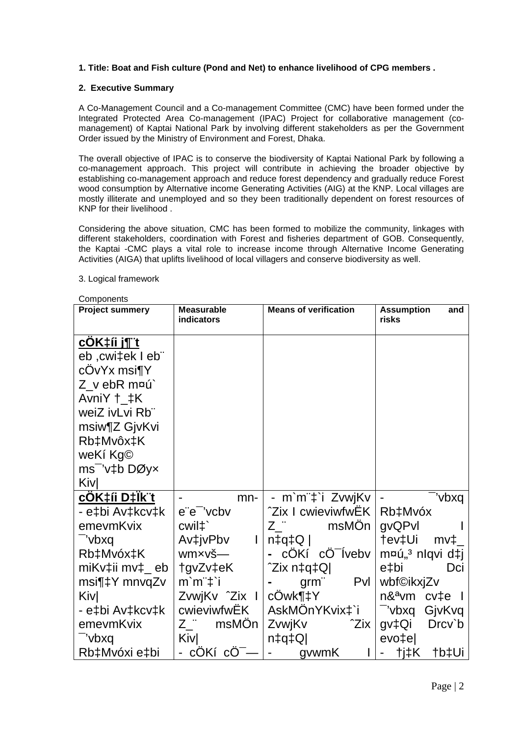**1. Title: Boat and Fish culture (Pond and Net) to enhance livelihood of CPG members .**

**2. Executive Summary**

A Co-Management Council and a Co-management Committee (CMC) have been formed under the Integrated Protected Area Co-management (IPAC) Project for collaborative management (co-management) of Kaptai National Park by involving different stakeholders as per the Government Order issued by the Ministry of Environment and Forest, Dhaka.

The overall objective of IPAC is to conserve the biodiversity of Kaptai National Park by following a co-management approach. This project will contribute in achieving the broader objective by establishing co-management approach and reduce forest dependency and gradually reduce Forest wood consumption by Alternative income Generating Activities (AIG) at the KNP. Local villages are mostly illiterate and unemployed and so they been traditionally dependent on forest resources of KNP for their livelihood .

Considering the above situation, CMC has been formed to mobilize the community, linkages with different stakeholders, coordination with Forest and fisheries department of GOB. Consequently, the Kaptai -CMC plays a vital role to increase income through Alternative Income Generating Activities (AIGA) that uplifts livelihood of local villagers and conserve biodiversity as well.

3. Logical framework

Components

| Project summery | Measurable indicators | Means of verification | Assumption and risks |
|---|---|---|---|
| **cÖK‡íi j¶¨t** eb ,cwi‡ek I eb¨ cÖvYx msi¶Y Z_v ebR m¤ú` AvniY †\_‡K weiZ ivLvi Rb¨ msiw¶Z GjvKvi Rb‡Mvôx‡K weKí Kg© ms¯'v‡b DØy× Kiv\| | | | |
| **cÖK‡íi D‡Ïk¨t** - e‡bi Av‡kcv‡k emevmKvix ¯'vbxq Rb‡Mvóx‡K miKv‡ii mv‡\_ eb msi¶‡Y mnvqZv Kiv\| - e‡bi Av‡kcv‡k emevmKvix ¯'vbxq Rb‡Mvóxi e‡bi | - mn-e¨e¯'vcbv cwil‡` Av‡jvPbv I wm×vš— †gvZv‡eK m`m¨‡`i ZvwjKv ˆZix I cwieviwfwËK Z\_¨ msMÖn Kiv\| - cÖKí cÖ¯— | - m`m¨‡`i ZvwjKv ˆZix I cwieviwfwËK Z\_¨ msMÖn n‡q‡Q \| - cÖKí cÖ¯Ívebv ˆZix n‡q‡Q\| - grm¨ Pvl cÖwk¶‡Y AskMÖnYKvix‡`i ZvwjKv ˆZix n‡q‡Q\| - gvwmK I | - ¯'vbxq Rb‡Mvóx gvQPvl I †ev‡Ui mv‡\_ m¤ú„³ nIqvi d‡j e‡bi Dci wbf©ikxjZv n&ªvm cv‡e I ¯'vbxq GjvKvq gv‡Qi Drcv`b evo‡e\| - †j‡K †b‡Ui |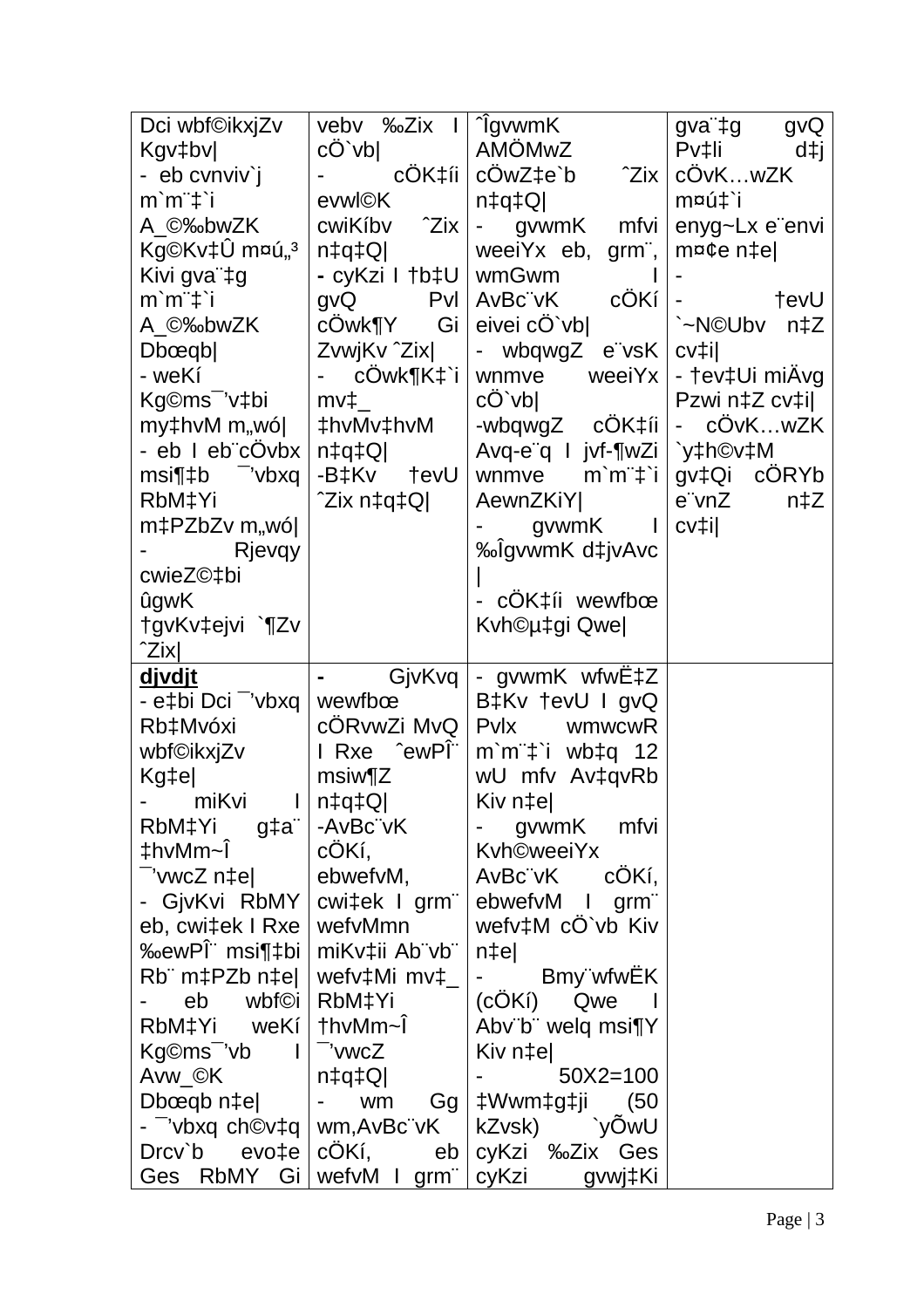| Dci wbf©ikxjZv Kgv‡bv\| - eb cvnviv`j m`m¨‡`i A_©‰bwZK Kg©Kv‡Û m¤ú„³ Kivi gva¨‡g m`m¨‡`i A_©‰bwZK Dbœqb\| - weKí Kg©ms¯’v‡bi my‡hvM m„wó\| - eb I eb¨cÖvbx msi¶‡b ¯’vbxq RbM‡Yi m‡PZbZv m„wó\| - Rjevqy cwieZ©‡bi ûgwK †gvKv‡ejvi `¶Zv ˆZix\| | vebv ‰Zix I cÖ`vb\| - cÖK‡íi evwl©K cwiKíbv ˆZix n‡q‡Q\| - cyKzi I †b‡U gvQ Pvl cÖwk¶Y Gi ZvwjKv ˆZix\| - cÖwk¶K‡`i mv‡\_ ‡hvMv‡hvM n‡q‡Q\| -B‡Kv †evU ˆZix n‡q‡Q\| | ˆÎgvwmK AMÖMwZ cÖwZ‡e`b ˆZix n‡q‡Q\| - gvwmK mfvi weeiYx eb, grm¨, wmGwm I AvBc¨vK cÖKí eivei cÖ`vb\| - wbqwgZ e¨vsK wnmve weeiYx cÖ`vb\| -wbqwgZ cÖK‡íi Avq-e¨q I jvf-¶wZi wnmve m`m¨‡`i AewnZKiY\| - gvwmK I ‰ÎgvwmK d‡jvAvc \| - cÖK‡íi wewfbœ Kvh©µ‡gi Qwe\| | gva¨‡g gvQ Pv‡li d‡j cÖvK…wZK m¤ú‡`i enyg~Lx e¨envi m¤¢e n‡e\| - - †evU `~N©Ubv n‡Z cv‡i\| - †ev‡Ui miÄvg Pzwi n‡Z cv‡i\| - cÖvK…wZK `y‡h©v‡M gv‡Qi cÖRYb e¨vnZ n‡Z cv‡i\| |
|---|---|---|---|
| **djvdjt** - e‡bi Dci ¯’vbxq Rb‡Mvóxi wbf©ikxjZv Kg‡e\| - miKvi I RbM‡Yi g‡a¨ ‡hvMm~Î ¯’vwcZ n‡e\| - GjvKvi RbMY eb, cwi‡ek I Rxe ‰ewPÎ¨ msi¶‡bi Rb¨ m‡PZb n‡e\| - eb wbf©i RbM‡Yi weKí Kg©ms¯’vb I Avw\_©K Dbœqb n‡e\| - ¯’vbxq ch©v‡q Drcv`b evo‡e Ges RbMY Gi | - GjvKvq wewfbœ cÖRvwZi MvQ I Rxe ˆewPÎ¨ msiw¶Z n‡q‡Q\| -AvBc¨vK cÖKí, ebwefvM, cwi‡ek I grm¨ wefvMmn miKv‡ii Ab¨vb¨ wefv‡Mi mv‡\_ RbM‡Yi †hvMm~Î ¯’vwcZ n‡q‡Q\| - wm Gg wm,AvBc¨vK cÖKí, eb wefvM I grm¨ | - gvwmK wfwË‡Z B‡Kv †evU I gvQ Pvlx wmwcwR m`m¨‡`i wb‡q 12 wU mfv Av‡qvRb Kiv n‡e\| - gvwmK mfvi Kvh©weeiYx AvBc¨vK cÖKí, ebwefvM I grm¨ wefv‡M cÖ`vb Kiv n‡e\| - Bmy¨wfwËK (cÖKí) Qwe I Abv¨b¨ welq msi¶Y Kiv n‡e\| - 50X2=100 ‡Wwm‡g‡ji (50 kZvsk) `yÕwU cyKzi ‰Zix Ges cyKzi gvwj‡Ki | |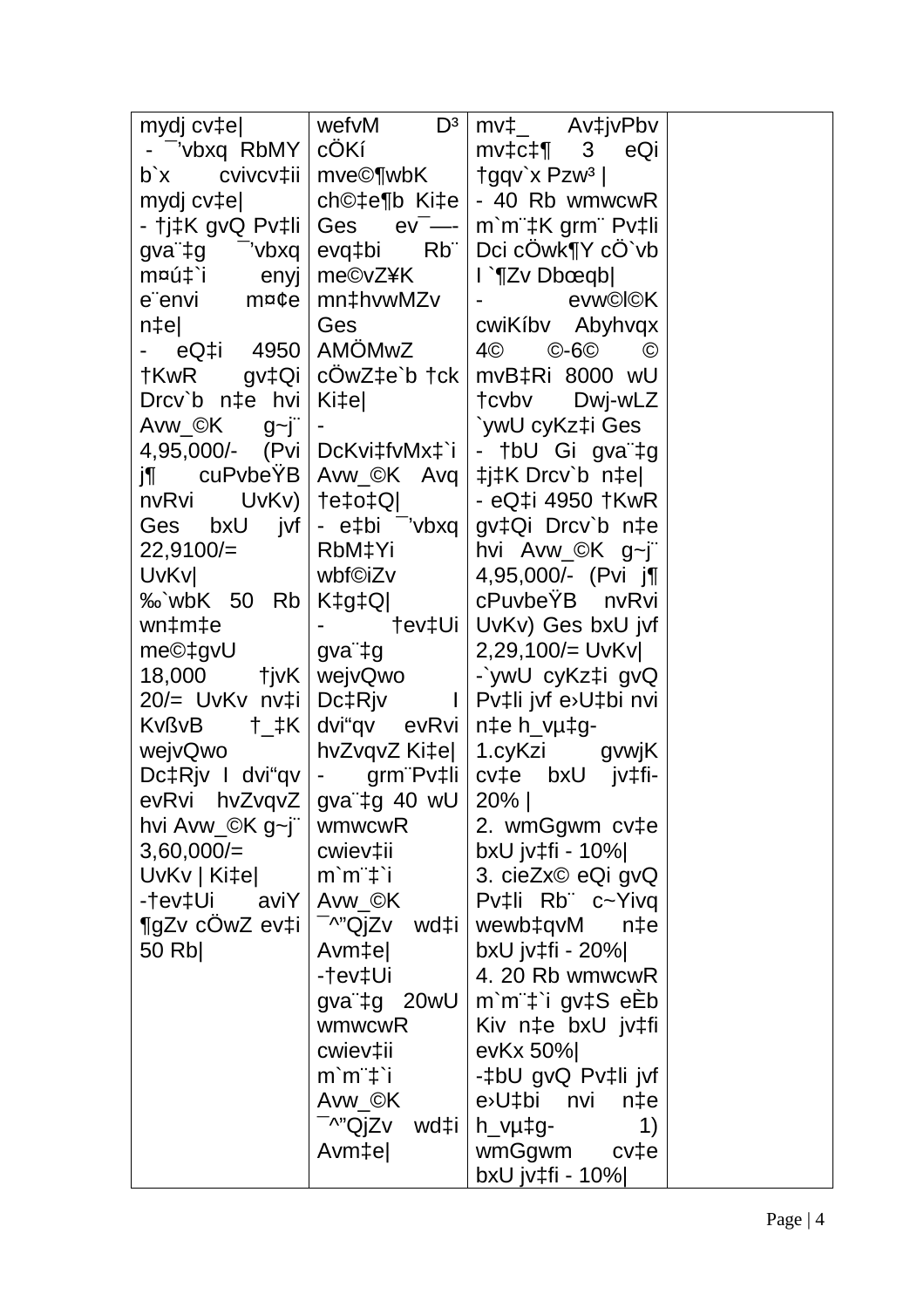| | | | |
|---|---|---|---|
| mydj cv‡e\| - ¯'vbxq RbMY b`x cvivcv‡ii mydj cv‡e\| - †j‡K gvQ Pv‡li gva¨‡g ¯'vbxq m¤ú‡`i enyj e¨envi m¤¢e n‡e\| - eQ‡i 4950 †KwR gv‡Qi Drcv`b n‡e hvi Avw_©K g~j¨ 4,95,000/- (Pvi j¶ cuPvbeŸB nvRvi UvKv) Ges bxU jvf 22,9100/= UvKv\| ‰`wbK 50 Rb wn‡m‡e me©‡gvU 18,000 †jvK 20/= UvKv nv‡i KvßvB †_‡K wejvQwo Dc‡Rjv I dvi"qv evRvi hvZvqvZ hvi Avw_©K g~j¨ 3,60,000/= UvKv \| Ki‡e\| -†ev‡Ui aviY ¶gZv cÖwZ ev‡i 50 Rb\| | wefvM D³ cÖKí mve©¶wbK ch©‡e¶b Ki‡e Ges ev¯—evq‡bi Rb¨ me©vZ¥K mn‡hvwMZv Ges AMÖMwZ cÖwZ‡e`b †ck Ki‡e\| - DcKvi‡fvMx‡`i Avw_©K Avq †e‡o‡Q\| - e‡bi ¯'vbxq RbM‡Yi wbf©iZv K‡g‡Q\| - †ev‡Ui gva¨‡g wejvQwo Dc‡Rjv I dvi"qv evRvi hvZvqvZ Ki‡e\| - grm¨Pv‡li gva¨‡g 40 wU wmwcwR cwiev‡ii m`m¨‡`i Avw_©K ¯^"QjZv wd‡i Avm‡e\| -†ev‡Ui gva¨‡g 20wU wmwcwR cwiev‡ii m`m¨‡`i Avw_©K ¯^"QjZv wd‡i Avm‡e\| | mv‡_ Av‡jvPbv mv‡c‡¶ 3 eQi †gqv`x Pzw³ \| - 40 Rb wmwcwR m`m¨‡K grm¨ Pv‡li Dci cÖwk¶Y cÖ`vb I `¶Zv Dbœqb\| - evw©l©K cwiKíbv Abyhvqx 4© ©-6© © mvB‡Ri 8000 wU †cvbv Dwj-wLZ `ywU cyKz‡i Ges - †bU Gi gva¨‡g ‡j‡K Drcv`b n‡e\| - eQ‡i 4950 †KwR gv‡Qi Drcv`b n‡e hvi Avw_©K g~j¨ 4,95,000/- (Pvi j¶ cPuvbeŸB nvRvi UvKv) Ges bxU jvf 2,29,100/= UvKv\| -`ywU cyKz‡i gvQ Pv‡li jvf e›U‡bi nvi n‡e h_vµ‡g- 1.cyKzi gvwjK cv‡e bxU jv‡fi- 20% \| 2. wmGgwm cv‡e bxU jv‡fi - 10%\| 3. cieZx© eQi gvQ Pv‡li Rb¨ c~Yivq wewb‡qvM n‡e bxU jv‡fi - 20%\| 4. 20 Rb wmwcwR m`m¨‡`i gv‡S eÈb Kiv n‡e bxU jv‡fi evKx 50%\| -‡bU gvQ Pv‡li jvf e›U‡bi nvi n‡e h_vµ‡g- 1) wmGgwm cv‡e bxU jv‡fi - 10%\| | |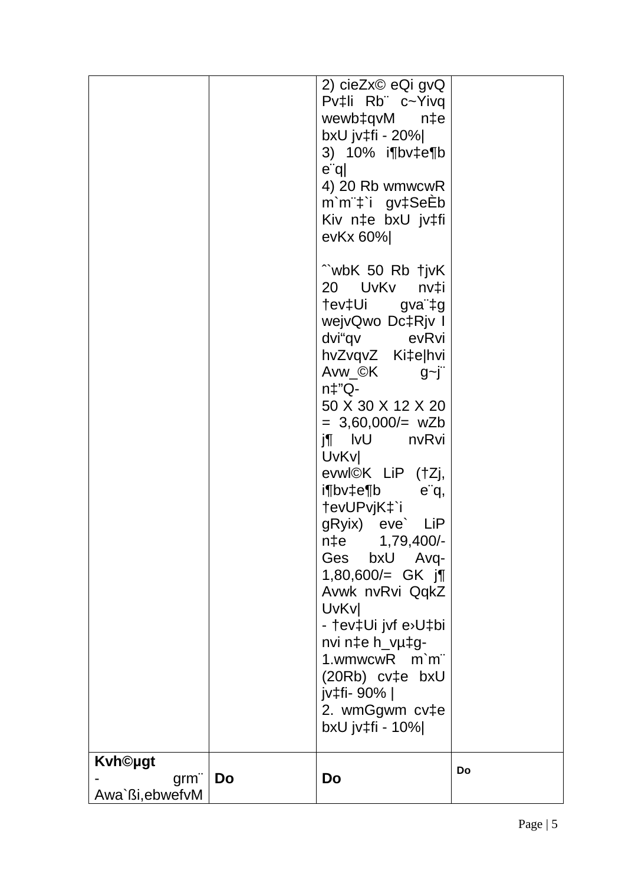| | | | |
|---|---|---|---|
| | | 2) cieZx© eQi gvQ Pv‡li Rb¨ c~Yivq wewb‡qvM n‡e bxU jv‡fi - 20%\|<br>3) 10% i¶bv‡e¶b e¨q\|<br>4) 20 Rb wmwcwR m`m¨‡`i gv‡SeÈb Kiv n‡e bxU jv‡fi evKx 60%\|<br><br>ˆ`wbK 50 Rb †jvK 20 UvKv nv‡i †ev‡Ui gva¨‡g wejvQwo Dc‡Rjv I dvi“qv evRvi hvZvqvZ Ki‡e\|hvi Avw_©K g~j¨ n‡”Q-<br>50 X 30 X 12 X 20 = 3,60,000/= wZb j¶ lvU nvRvi UvKv\|<br>evwl©K LiP (†Zj, i¶bv‡e¶b e¨q, †evUPvjK‡`i gRyix) eve` LiP n‡e 1,79,400/- Ges bxU Avq- 1,80,600/= GK j¶ Avwk nvRvi QqkZ UvKv\|<br>- †ev‡Ui jvf e›U‡bi nvi n‡e h_vµ‡g-<br>1.wmwcwR m`m¨ (20Rb) cv‡e bxU jv‡fi- 90% \|<br>2. wmGgwm cv‡e bxU jv‡fi - 10%\| | |
| **Kvh©µgt** - grm¨ Awa`ßi,ebwefvM | **Do** | **Do** | **Do** |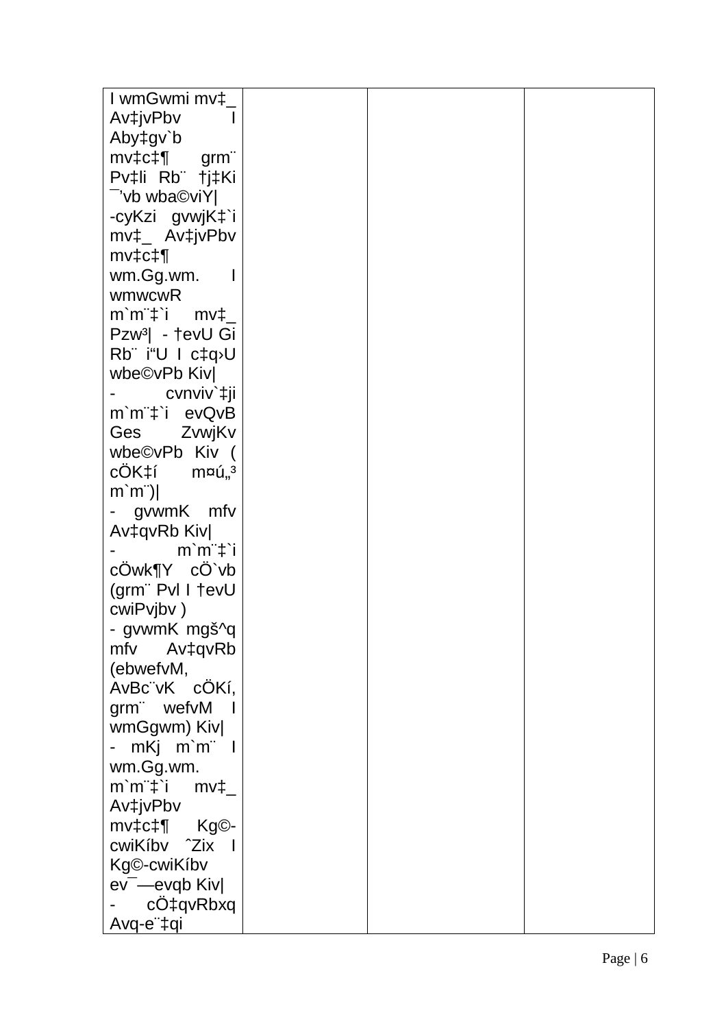| I wmGwmi mv‡_ Av‡jvPbv I Aby‡gv`b mv‡c‡¶ grm¨ Pv‡li Rb¨ †j‡Ki ¯’vb wba©viY| -cyKzi gvwjK‡`i mv‡_ Av‡jvPbv mv‡c‡¶ wm.Gg.wm. I wmwcwR m`m¨‡`i mv‡_ Pzw³| - †evU Gi Rb¨ i“U I c‡q›U wbe©vPb Kiv| - cvnviv`‡ji m`m¨‡`i evQvB Ges ZvwjKv wbe©vPb Kiv ( cÖK‡í m¤ú„³ m`m¨)| - gvwmK mfv Av‡qvRb Kiv| - m`m¨‡`i cÖwk¶Y cÖ`vb (grm¨ Pvl I †evU cwiPvjbv ) - gvwmK mgš^q mfv Av‡qvRb (ebwefvM, AvBc¨vK cÖKí, grm¨ wefvM I wmGgwm) Kiv| - mKj m`m¨ I wm.Gg.wm. m`m¨‡`i mv‡_ Av‡jvPbv mv‡c‡¶ Kg©-cwiKíbv ˆZix I Kg©-cwiKíbv ev¯—evqb Kiv| - cÖ‡qvRbxq Avq-e¨‡qi | | | |
|---|---|---|---|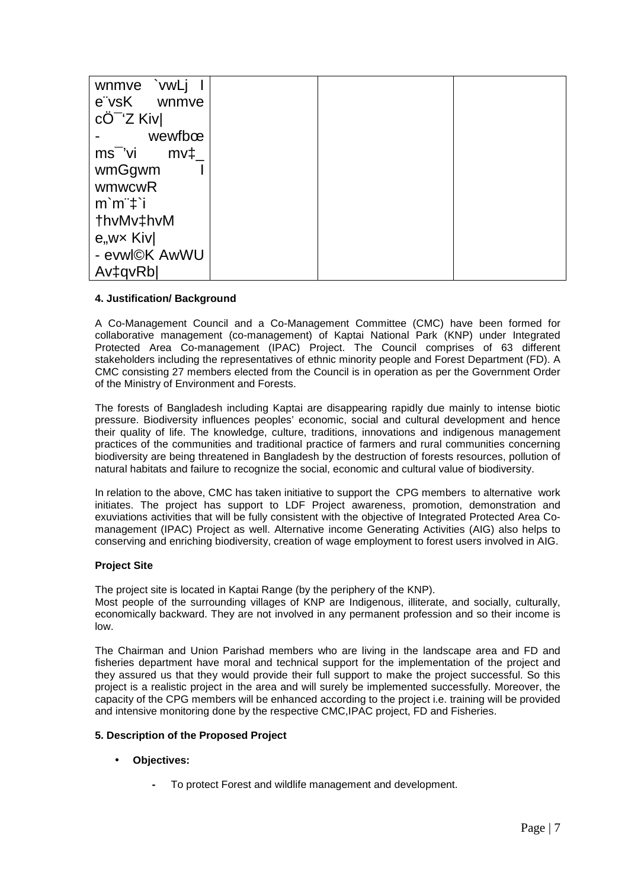| wnmve `vwLj I e¨vsK wnmve cÖ¯‘Z Kiv\| - wewfbœ ms¯’vi mv‡\_ wmGgwm I wmwcwR m`m¨‡`i †hvMv‡hvM e„w× Kiv\| - evwl©K AwWU Av‡qvRb\| | | | |
|---|---|---|---|

**4. Justification/ Background**

A Co-Management Council and a Co-Management Committee (CMC) have been formed for collaborative management (co-management) of Kaptai National Park (KNP) under Integrated Protected Area Co-management (IPAC) Project. The Council comprises of 63 different stakeholders including the representatives of ethnic minority people and Forest Department (FD). A CMC consisting 27 members elected from the Council is in operation as per the Government Order of the Ministry of Environment and Forests.

The forests of Bangladesh including Kaptai are disappearing rapidly due mainly to intense biotic pressure. Biodiversity influences peoples' economic, social and cultural development and hence their quality of life. The knowledge, culture, traditions, innovations and indigenous management practices of the communities and traditional practice of farmers and rural communities concerning biodiversity are being threatened in Bangladesh by the destruction of forests resources, pollution of natural habitats and failure to recognize the social, economic and cultural value of biodiversity.

In relation to the above, CMC has taken initiative to support the CPG members to alternative work initiates. The project has support to LDF Project awareness, promotion, demonstration and exuviations activities that will be fully consistent with the objective of Integrated Protected Area Co-management (IPAC) Project as well. Alternative income Generating Activities (AIG) also helps to conserving and enriching biodiversity, creation of wage employment to forest users involved in AIG.

**Project Site**

The project site is located in Kaptai Range (by the periphery of the KNP).
Most people of the surrounding villages of KNP are Indigenous, illiterate, and socially, culturally, economically backward. They are not involved in any permanent profession and so their income is low.

The Chairman and Union Parishad members who are living in the landscape area and FD and fisheries department have moral and technical support for the implementation of the project and they assured us that they would provide their full support to make the project successful. So this project is a realistic project in the area and will surely be implemented successfully. Moreover, the capacity of the CPG members will be enhanced according to the project i.e. training will be provided and intensive monitoring done by the respective CMC,IPAC project, FD and Fisheries.

**5. Description of the Proposed Project**

- **Objectives:**
  - To protect Forest and wildlife management and development.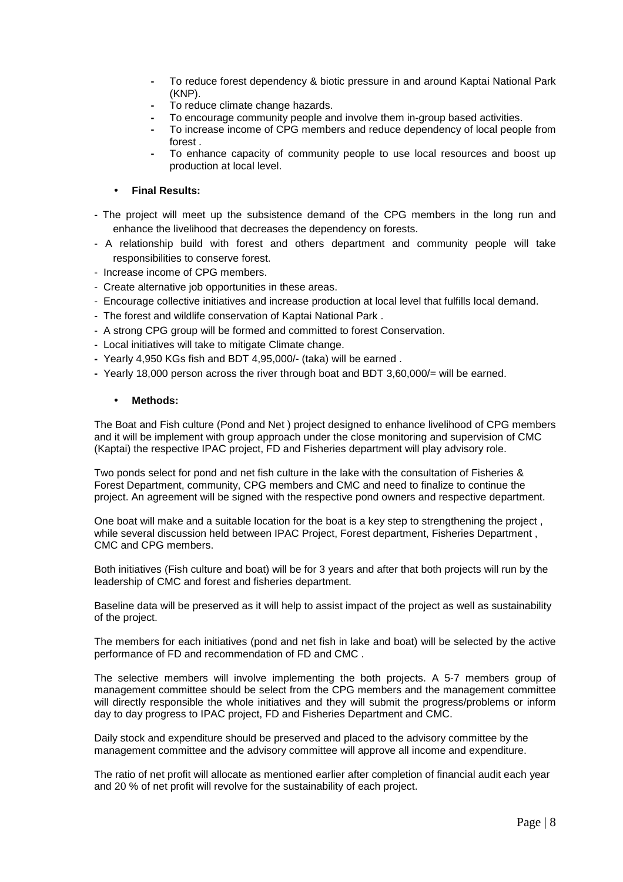- To reduce forest dependency & biotic pressure in and around Kaptai National Park (KNP).
- To reduce climate change hazards.
- To encourage community people and involve them in-group based activities.
- To increase income of CPG members and reduce dependency of local people from forest .
- To enhance capacity of community people to use local resources and boost up production at local level.

- **Final Results:**

- The project will meet up the subsistence demand of the CPG members in the long run and enhance the livelihood that decreases the dependency on forests.
- A relationship build with forest and others department and community people will take responsibilities to conserve forest.
- Increase income of CPG members.
- Create alternative job opportunities in these areas.
- Encourage collective initiatives and increase production at local level that fulfills local demand.
- The forest and wildlife conservation of Kaptai National Park .
- A strong CPG group will be formed and committed to forest Conservation.
- Local initiatives will take to mitigate Climate change.
- Yearly 4,950 KGs fish and BDT 4,95,000/- (taka) will be earned .
- Yearly 18,000 person across the river through boat and BDT 3,60,000/= will be earned.

- **Methods:**

The Boat and Fish culture (Pond and Net ) project designed to enhance livelihood of CPG members and it will be implement with group approach under the close monitoring and supervision of CMC (Kaptai) the respective IPAC project, FD and Fisheries department will play advisory role.

Two ponds select for pond and net fish culture in the lake with the consultation of Fisheries & Forest Department, community, CPG members and CMC and need to finalize to continue the project. An agreement will be signed with the respective pond owners and respective department.

One boat will make and a suitable location for the boat is a key step to strengthening the project , while several discussion held between IPAC Project, Forest department, Fisheries Department , CMC and CPG members.

Both initiatives (Fish culture and boat) will be for 3 years and after that both projects will run by the leadership of CMC and forest and fisheries department.

Baseline data will be preserved as it will help to assist impact of the project as well as sustainability of the project.

The members for each initiatives (pond and net fish in lake and boat) will be selected by the active performance of FD and recommendation of FD and CMC .

The selective members will involve implementing the both projects. A 5-7 members group of management committee should be select from the CPG members and the management committee will directly responsible the whole initiatives and they will submit the progress/problems or inform day to day progress to IPAC project, FD and Fisheries Department and CMC.

Daily stock and expenditure should be preserved and placed to the advisory committee by the management committee and the advisory committee will approve all income and expenditure.

The ratio of net profit will allocate as mentioned earlier after completion of financial audit each year and 20 % of net profit will revolve for the sustainability of each project.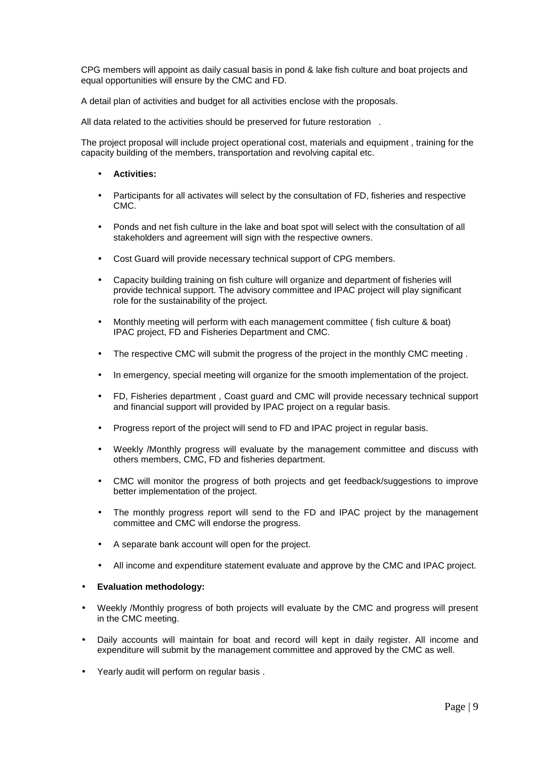CPG members will appoint as daily casual basis in pond & lake fish culture and boat projects and equal opportunities will ensure by the CMC and FD.

A detail plan of activities and budget for all activities enclose with the proposals.

All data related to the activities should be preserved for future restoration .

The project proposal will include project operational cost, materials and equipment , training for the capacity building of the members, transportation and revolving capital etc.

- **Activities:**

- Participants for all activates will select by the consultation of FD, fisheries and respective CMC.
- Ponds and net fish culture in the lake and boat spot will select with the consultation of all stakeholders and agreement will sign with the respective owners.
- Cost Guard will provide necessary technical support of CPG members.
- Capacity building training on fish culture will organize and department of fisheries will provide technical support. The advisory committee and IPAC project will play significant role for the sustainability of the project.
- Monthly meeting will perform with each management committee ( fish culture & boat) IPAC project, FD and Fisheries Department and CMC.
- The respective CMC will submit the progress of the project in the monthly CMC meeting .
- In emergency, special meeting will organize for the smooth implementation of the project.
- FD, Fisheries department , Coast guard and CMC will provide necessary technical support and financial support will provided by IPAC project on a regular basis.
- Progress report of the project will send to FD and IPAC project in regular basis.
- Weekly /Monthly progress will evaluate by the management committee and discuss with others members, CMC, FD and fisheries department.
- CMC will monitor the progress of both projects and get feedback/suggestions to improve better implementation of the project.
- The monthly progress report will send to the FD and IPAC project by the management committee and CMC will endorse the progress.
- A separate bank account will open for the project.
- All income and expenditure statement evaluate and approve by the CMC and IPAC project.

- **Evaluation methodology:**

- Weekly /Monthly progress of both projects will evaluate by the CMC and progress will present in the CMC meeting.
- Daily accounts will maintain for boat and record will kept in daily register. All income and expenditure will submit by the management committee and approved by the CMC as well.
- Yearly audit will perform on regular basis .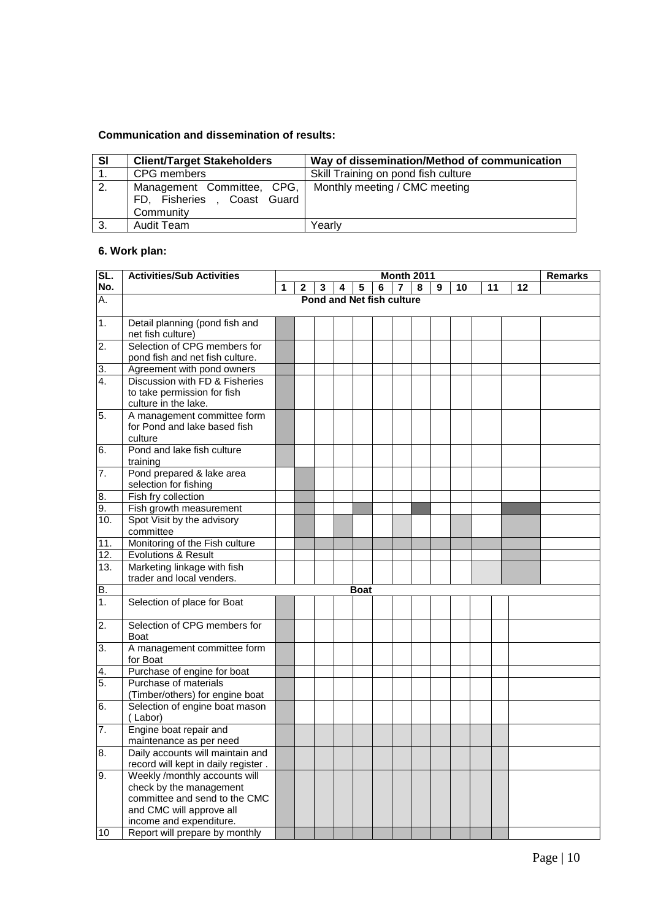**Communication and dissemination of results:**

| Sl | Client/Target Stakeholders | Way of dissemination/Method of communication |
|---|---|---|
| 1. | CPG members | Skill Training on pond fish culture |
| 2. | Management Committee, CPG, FD, Fisheries , Coast Guard Community | Monthly meeting / CMC meeting |
| 3. | Audit Team | Yearly |

**6. Work plan:**

| SL. No. | Activities/Sub Activities | Month 2011 | | | | | | | | | | | | Remarks |
|---|---|---|---|---|---|---|---|---|---|---|---|---|---|---|
| | | 1 | 2 | 3 | 4 | 5 | 6 | 7 | 8 | 9 | 10 | 11 | 12 | |
| A. | **Pond and Net fish culture** | | | | | | | | | | | | | |
| 1. | Detail planning (pond fish and net fish culture) | | | | | | | | | | | | | |
| 2. | Selection of CPG members for pond fish and net fish culture. | | | | | | | | | | | | | |
| 3. | Agreement with pond owners | | | | | | | | | | | | | |
| 4. | Discussion with FD & Fisheries to take permission for fish culture in the lake. | | | | | | | | | | | | | |
| 5. | A management committee form for Pond and lake based fish culture | | | | | | | | | | | | | |
| 6. | Pond and lake fish culture training | | | | | | | | | | | | | |
| 7. | Pond prepared & lake area selection for fishing | | | | | | | | | | | | | |
| 8. | Fish fry collection | | | | | | | | | | | | | |
| 9. | Fish growth measurement | | | | | | | | | | | | | |
| 10. | Spot Visit by the advisory committee | | | | | | | | | | | | | |
| 11. | Monitoring of the Fish culture | | | | | | | | | | | | | |
| 12. | Evolutions & Result | | | | | | | | | | | | | |
| 13. | Marketing linkage with fish trader and local venders. | | | | | | | | | | | | | |
| B. | **Boat** | | | | | | | | | | | | | |
| 1. | Selection of place for Boat | | | | | | | | | | | | | |
| 2. | Selection of CPG members for Boat | | | | | | | | | | | | | |
| 3. | A management committee form for Boat | | | | | | | | | | | | | |
| 4. | Purchase of engine for boat | | | | | | | | | | | | | |
| 5. | Purchase of materials (Timber/others) for engine boat | | | | | | | | | | | | | |
| 6. | Selection of engine boat mason ( Labor) | | | | | | | | | | | | | |
| 7. | Engine boat repair and maintenance as per need | | | | | | | | | | | | | |
| 8. | Daily accounts will maintain and record will kept in daily register . | | | | | | | | | | | | | |
| 9. | Weekly /monthly accounts will check by the management committee and send to the CMC and CMC will approve all income and expenditure. | | | | | | | | | | | | | |
| 10 | Report will prepare by monthly | | | | | | | | | | | | | |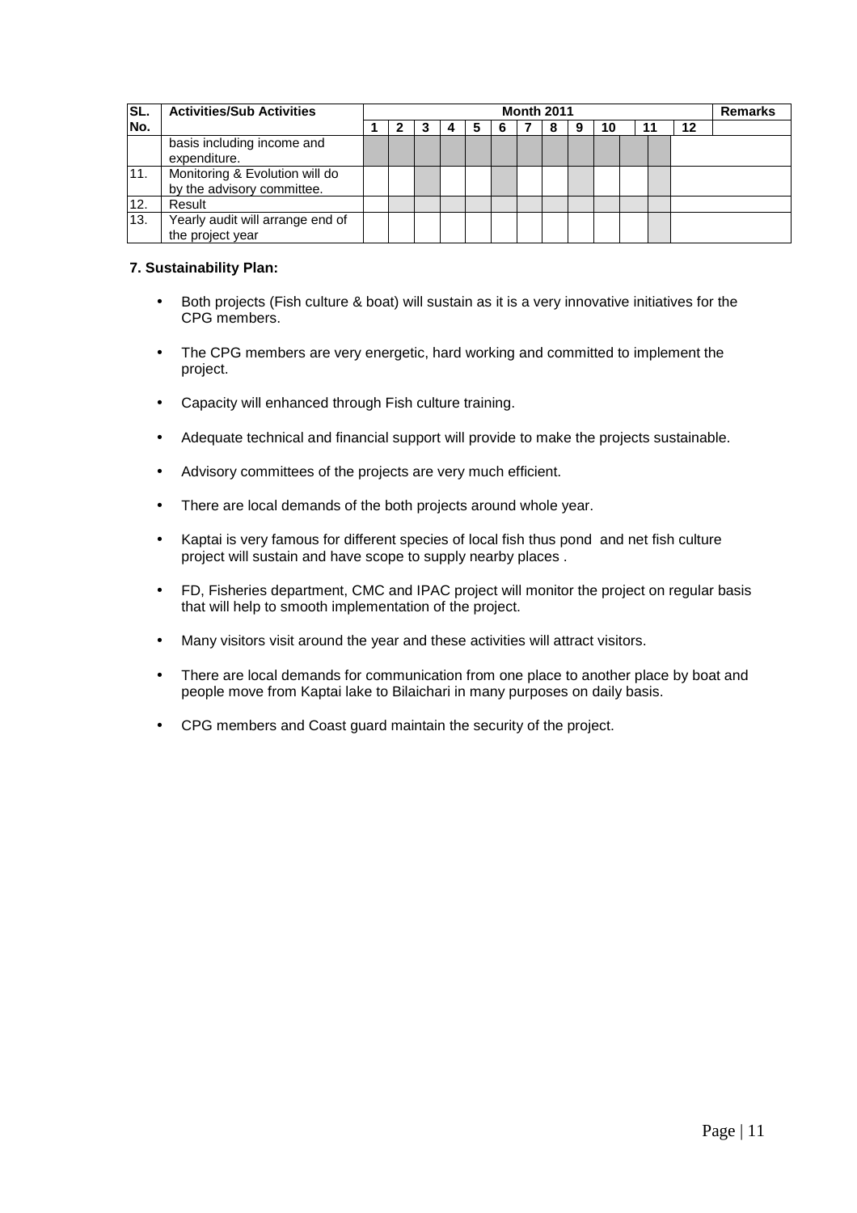| SL. No. | Activities/Sub Activities | Month 2011 | | | | | | | | | | | | Remarks |
|---|---|---|---|---|---|---|---|---|---|---|---|---|---|---|
| | | 1 | 2 | 3 | 4 | 5 | 6 | 7 | 8 | 9 | 10 | 11 | 12 | |
| | basis including income and expenditure. | | | | | | | | | | | | | |
| 11. | Monitoring & Evolution will do by the advisory committee. | | | | | | | | | | | | | |
| 12. | Result | | | | | | | | | | | | | |
| 13. | Yearly audit will arrange end of the project year | | | | | | | | | | | | | |

**7. Sustainability Plan:**

- Both projects (Fish culture & boat) will sustain as it is a very innovative initiatives for the CPG members.
- The CPG members are very energetic, hard working and committed to implement the project.
- Capacity will enhanced through Fish culture training.
- Adequate technical and financial support will provide to make the projects sustainable.
- Advisory committees of the projects are very much efficient.
- There are local demands of the both projects around whole year.
- Kaptai is very famous for different species of local fish thus pond and net fish culture project will sustain and have scope to supply nearby places .
- FD, Fisheries department, CMC and IPAC project will monitor the project on regular basis that will help to smooth implementation of the project.
- Many visitors visit around the year and these activities will attract visitors.
- There are local demands for communication from one place to another place by boat and people move from Kaptai lake to Bilaichari in many purposes on daily basis.
- CPG members and Coast guard maintain the security of the project.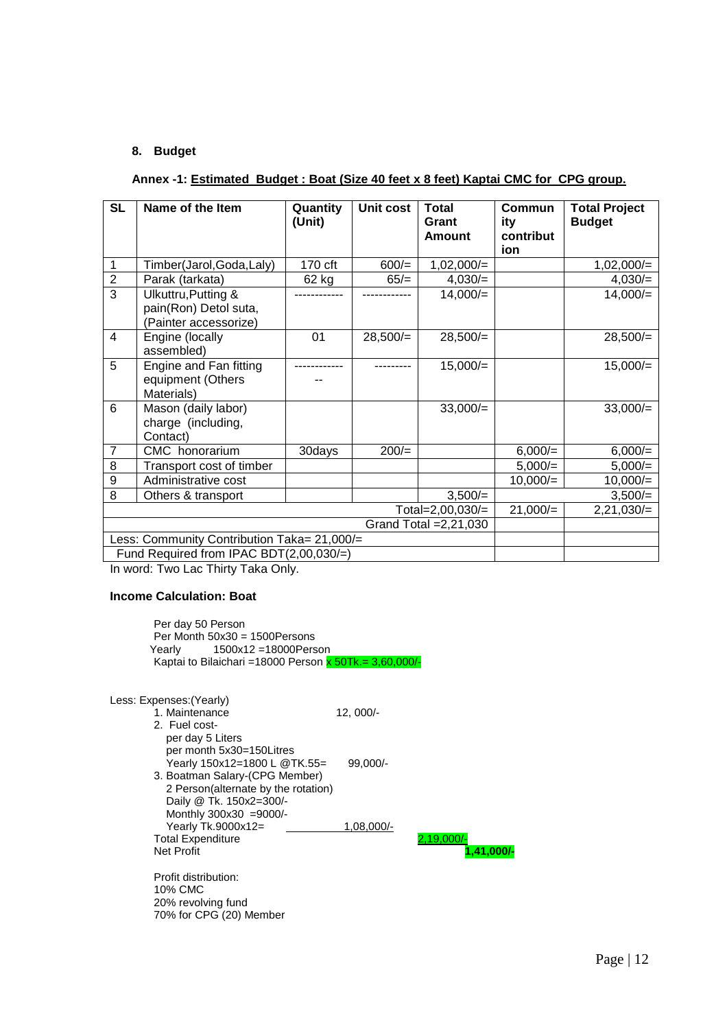## 8. Budget

**Annex -1: Estimated Budget : Boat (Size 40 feet x 8 feet) Kaptai CMC for CPG group.**

| SL | Name of the Item | Quantity (Unit) | Unit cost | Total Grant Amount | Community contribution | Total Project Budget |
|---|---|---|---|---|---|---|
| 1 | Timber(Jarol,Goda,Laly) | 170 cft | 600/= | 1,02,000/= | | 1,02,000/= |
| 2 | Parak (tarkata) | 62 kg | 65/= | 4,030/= | | 4,030/= |
| 3 | Ulkuttru,Putting & pain(Ron) Detol suta, (Painter accessorize) | ------------ | ------------ | 14,000/= | | 14,000/= |
| 4 | Engine (locally assembled) | 01 | 28,500/= | 28,500/= | | 28,500/= |
| 5 | Engine and Fan fitting equipment (Others Materials) | -------------- | --------- | 15,000/= | | 15,000/= |
| 6 | Mason (daily labor) charge (including, Contact) | | | 33,000/= | | 33,000/= |
| 7 | CMC honorarium | 30days | 200/= | | 6,000/= | 6,000/= |
| 8 | Transport cost of timber | | | | 5,000/= | 5,000/= |
| 9 | Administrative cost | | | | 10,000/= | 10,000/= |
| 8 | Others & transport | | | 3,500/= | | 3,500/= |
| | | | | Total=2,00,030/= | 21,000/= | 2,21,030/= |
| | | | | Grand Total =2,21,030 | | |
| Less: Community Contribution Taka= 21,000/= | | | | | | |
| Fund Required from IPAC BDT(2,00,030/=) | | | | | | |

In word: Two Lac Thirty Taka Only.

### Income Calculation: Boat

Per day 50 Person
Per Month 50x30 = 1500Persons
Yearly 1500x12 =18000Person
Kaptai to Bilaichari =18000 Person x 50Tk.= 3,60,000/-

Less: Expenses:(Yearly)

1. Maintenance 12, 000/-
2. Fuel cost-
   per day 5 Liters
   per month 5x30=150Litres
   Yearly 150x12=1800 L @TK.55= 99,000/-
3. Boatman Salary-(CPG Member)
   2 Person(alternate by the rotation)
   Daily @ Tk. 150x2=300/-
   Monthly 300x30 =9000/-
   Yearly Tk.9000x12= 1,08,000/-

Total Expenditure 2,19,000/-
Net Profit **1,41,000/-**

Profit distribution:
10% CMC
20% revolving fund
70% for CPG (20) Member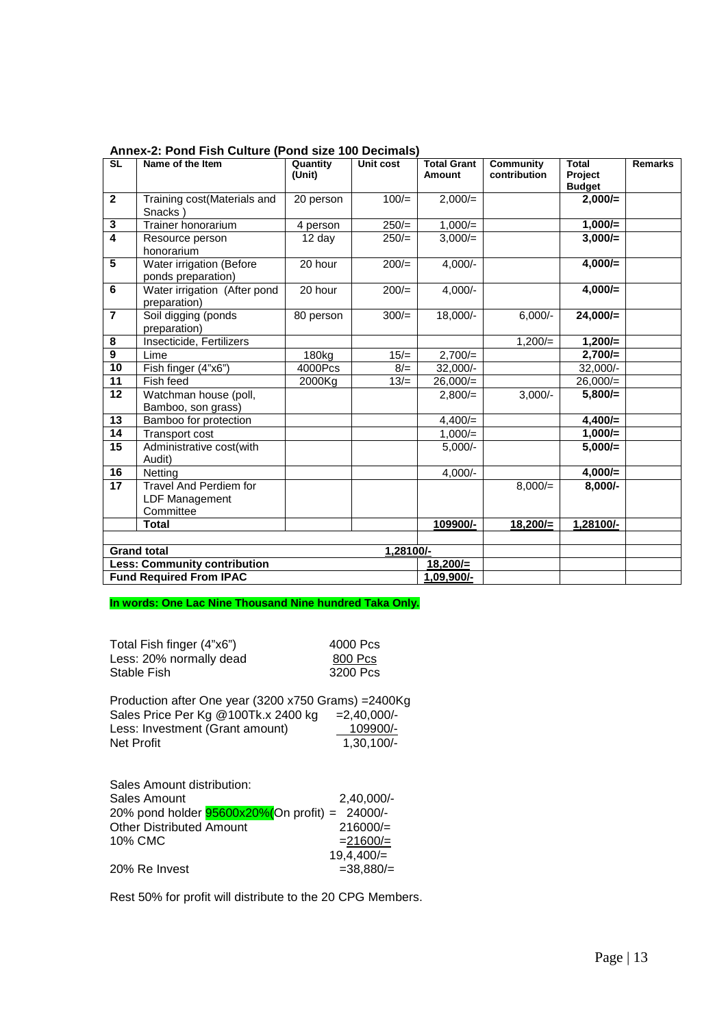**Annex-2: Pond Fish Culture (Pond size 100 Decimals)**

| SL | Name of the Item | Quantity (Unit) | Unit cost | Total Grant Amount | Community contribution | Total Project Budget | Remarks |
|---|---|---|---|---|---|---|---|
| **2** | Training cost(Materials and Snacks ) | 20 person | 100/= | 2,000/= | | **2,000/=** | |
| **3** | Trainer honorarium | 4 person | 250/= | 1,000/= | | **1,000/=** | |
| **4** | Resource person honorarium | 12 day | 250/= | 3,000/= | | **3,000/=** | |
| **5** | Water irrigation (Before ponds preparation) | 20 hour | 200/= | 4,000/- | | **4,000/=** | |
| **6** | Water irrigation (After pond preparation) | 20 hour | 200/= | 4,000/- | | **4,000/=** | |
| **7** | Soil digging (ponds preparation) | 80 person | 300/= | 18,000/- | 6,000/- | **24,000/=** | |
| **8** | Insecticide, Fertilizers | | | | 1,200/= | **1,200/=** | |
| **9** | Lime | 180kg | 15/= | 2,700/= | | **2,700/=** | |
| **10** | Fish finger (4"x6") | 4000Pcs | 8/= | 32,000/- | | 32,000/- | |
| **11** | Fish feed | 2000Kg | 13/= | 26,000/= | | 26,000/= | |
| **12** | Watchman house (poll, Bamboo, son grass) | | | 2,800/= | 3,000/- | **5,800/=** | |
| **13** | Bamboo for protection | | | 4,400/= | | **4,400/=** | |
| **14** | Transport cost | | | 1,000/= | | **1,000/=** | |
| **15** | Administrative cost(with Audit) | | | 5,000/- | | **5,000/=** | |
| **16** | Netting | | | 4,000/- | | **4,000/=** | |
| **17** | Travel And Perdiem for LDF Management Committee | | | | 8,000/= | **8,000/-** | |
| | **Total** | | | **109900/-** | **18,200/=** | **1,28100/-** | |
| | | | | | | | |
| **Grand total** | | | **1,28100/-** | | | | |
| **Less: Community contribution** | | | | **18,200/=** | | | |
| **Fund Required From IPAC** | | | | **1,09,900/-** | | | |

**In words: One Lac Nine Thousand Nine hundred Taka Only.**

Total Fish finger (4"x6") 4000 Pcs
Less: 20% normally dead 800 Pcs
Stable Fish 3200 Pcs

Production after One year (3200 x750 Grams) =2400Kg
Sales Price Per Kg @100Tk.x 2400 kg =2,40,000/-
Less: Investment (Grant amount) 109900/-
Net Profit 1,30,100/-

Sales Amount distribution:
Sales Amount 2,40,000/-
20% pond holder 95600x20%(On profit) = 24000/-
Other Distributed Amount 216000/=
10% CMC =21600/=
19,4,400/=
20% Re Invest =38,880/=

Rest 50% for profit will distribute to the 20 CPG Members.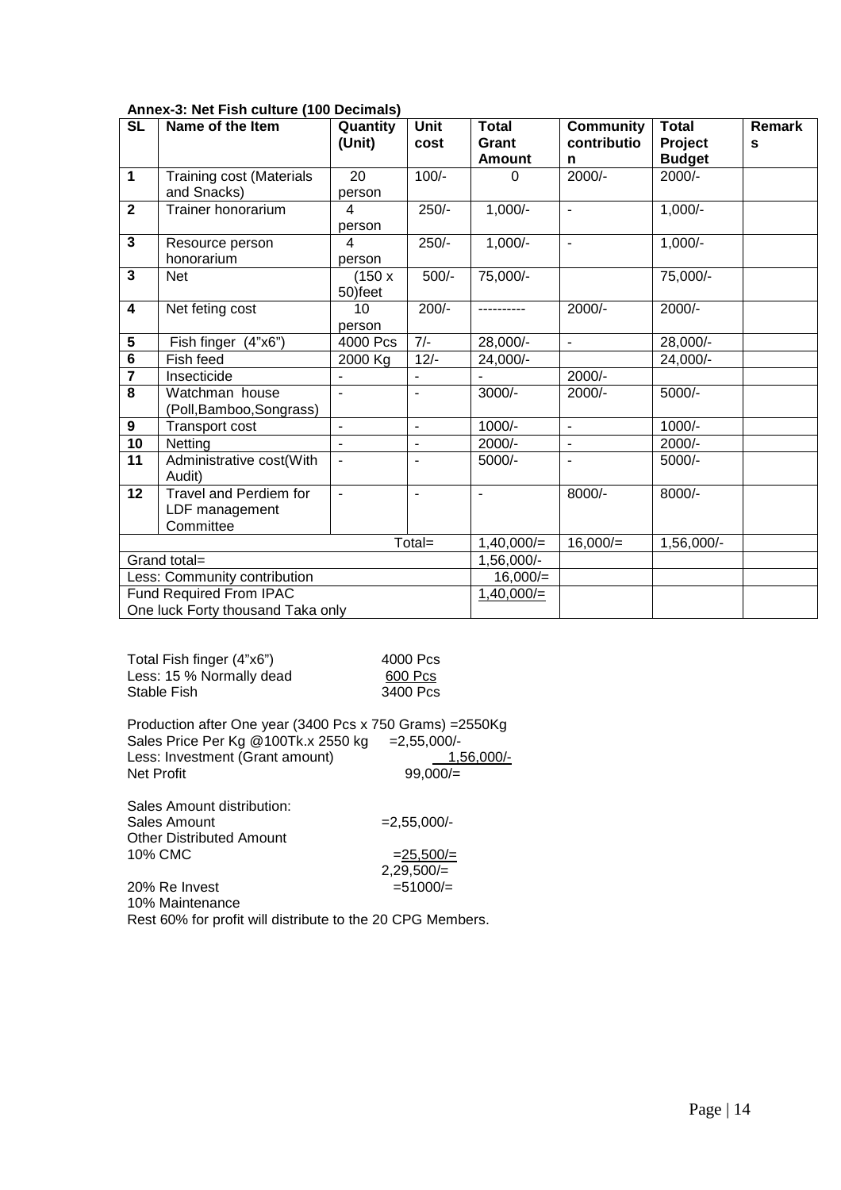**Annex-3: Net Fish culture (100 Decimals)**

| SL | Name of the Item | Quantity (Unit) | Unit cost | Total Grant Amount | Community contribution | Total Project Budget | Remarks |
|---|---|---|---|---|---|---|---|
| 1 | Training cost (Materials and Snacks) | 20 person | 100/- | 0 | 2000/- | 2000/- | |
| 2 | Trainer honorarium | 4 person | 250/- | 1,000/- | - | 1,000/- | |
| 3 | Resource person honorarium | 4 person | 250/- | 1,000/- | - | 1,000/- | |
| 3 | Net | (150 x 50)feet | 500/- | 75,000/- | | 75,000/- | |
| 4 | Net feting cost | 10 person | 200/- | ---------- | 2000/- | 2000/- | |
| 5 | Fish finger (4"x6") | 4000 Pcs | 7/- | 28,000/- | - | 28,000/- | |
| 6 | Fish feed | 2000 Kg | 12/- | 24,000/- | | 24,000/- | |
| 7 | Insecticide | - | - | - | 2000/- | | |
| 8 | Watchman house (Poll,Bamboo,Songrass) | - | - | 3000/- | 2000/- | 5000/- | |
| 9 | Transport cost | - | - | 1000/- | - | 1000/- | |
| 10 | Netting | - | - | 2000/- | - | 2000/- | |
| 11 | Administrative cost(With Audit) | - | - | 5000/- | - | 5000/- | |
| 12 | Travel and Perdiem for LDF management Committee | - | - | - | 8000/- | 8000/- | |
| | | | Total= | 1,40,000/= | 16,000/= | 1,56,000/- | |
| Grand total= | | | | 1,56,000/- | | | |
| Less: Community contribution | | | | 16,000/= | | | |
| Fund Required From IPAC One luck Forty thousand Taka only | | | | 1,40,000/= | | | |

Total Fish finger (4"x6") 4000 Pcs
Less: 15 % Normally dead 600 Pcs
Stable Fish 3400 Pcs

Production after One year (3400 Pcs x 750 Grams) =2550Kg
Sales Price Per Kg @100Tk.x 2550 kg =2,55,000/-
Less: Investment (Grant amount) 1,56,000/-
Net Profit 99,000/=

Sales Amount distribution:
Sales Amount =2,55,000/-
Other Distributed Amount
10% CMC =25,500/=
2,29,500/=
20% Re Invest =51000/=
10% Maintenance
Rest 60% for profit will distribute to the 20 CPG Members.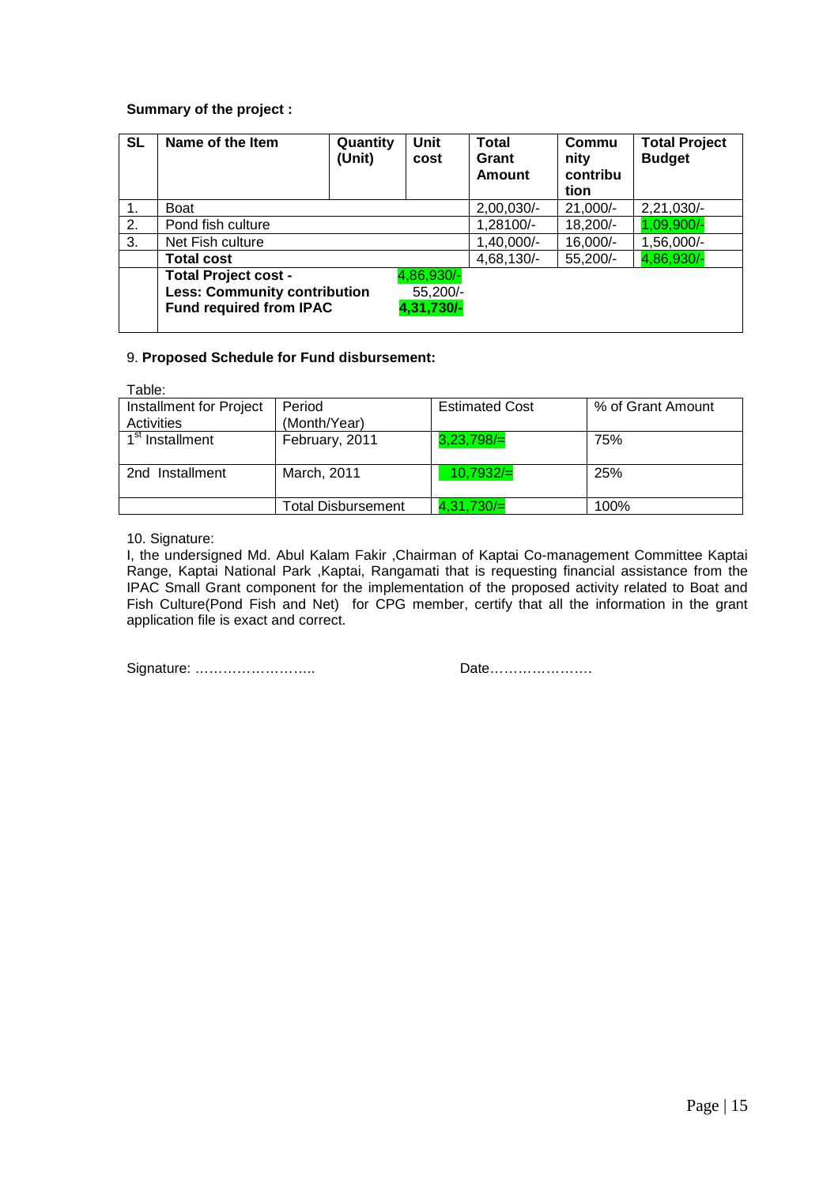**Summary of the project :**

| SL | Name of the Item | Quantity (Unit) | Unit cost | Total Grant Amount | Community contribution | Total Project Budget |
|---|---|---|---|---|---|---|
| 1. | Boat | | | 2,00,030/- | 21,000/- | 2,21,030/- |
| 2. | Pond fish culture | | | 1,28100/- | 18,200/- | 1,09,900/- |
| 3. | Net Fish culture | | | 1,40,000/- | 16,000/- | 1,56,000/- |
| | **Total cost** | | | 4,68,130/- | 55,200/- | 4,86,930/- |
| | **Total Project cost -** <br> **Less: Community contribution** <br> **Fund required from IPAC** | | 4,86,930/- <br> 55,200/- <br> **4,31,730/-** | | | |

9. **Proposed Schedule for Fund disbursement:**

Table:

| Installment for Project Activities | Period (Month/Year) | Estimated Cost | % of Grant Amount |
|---|---|---|---|
| 1st Installment | February, 2011 | 3,23,798/= | 75% |
| 2nd Installment | March, 2011 | 10,7932/= | 25% |
| | Total Disbursement | 4,31,730/= | 100% |

10. Signature:

I, the undersigned Md. Abul Kalam Fakir ,Chairman of Kaptai Co-management Committee Kaptai Range, Kaptai National Park ,Kaptai, Rangamati that is requesting financial assistance from the IPAC Small Grant component for the implementation of the proposed activity related to Boat and Fish Culture(Pond Fish and Net) for CPG member, certify that all the information in the grant application file is exact and correct.

Signature: …………………….. Date…………………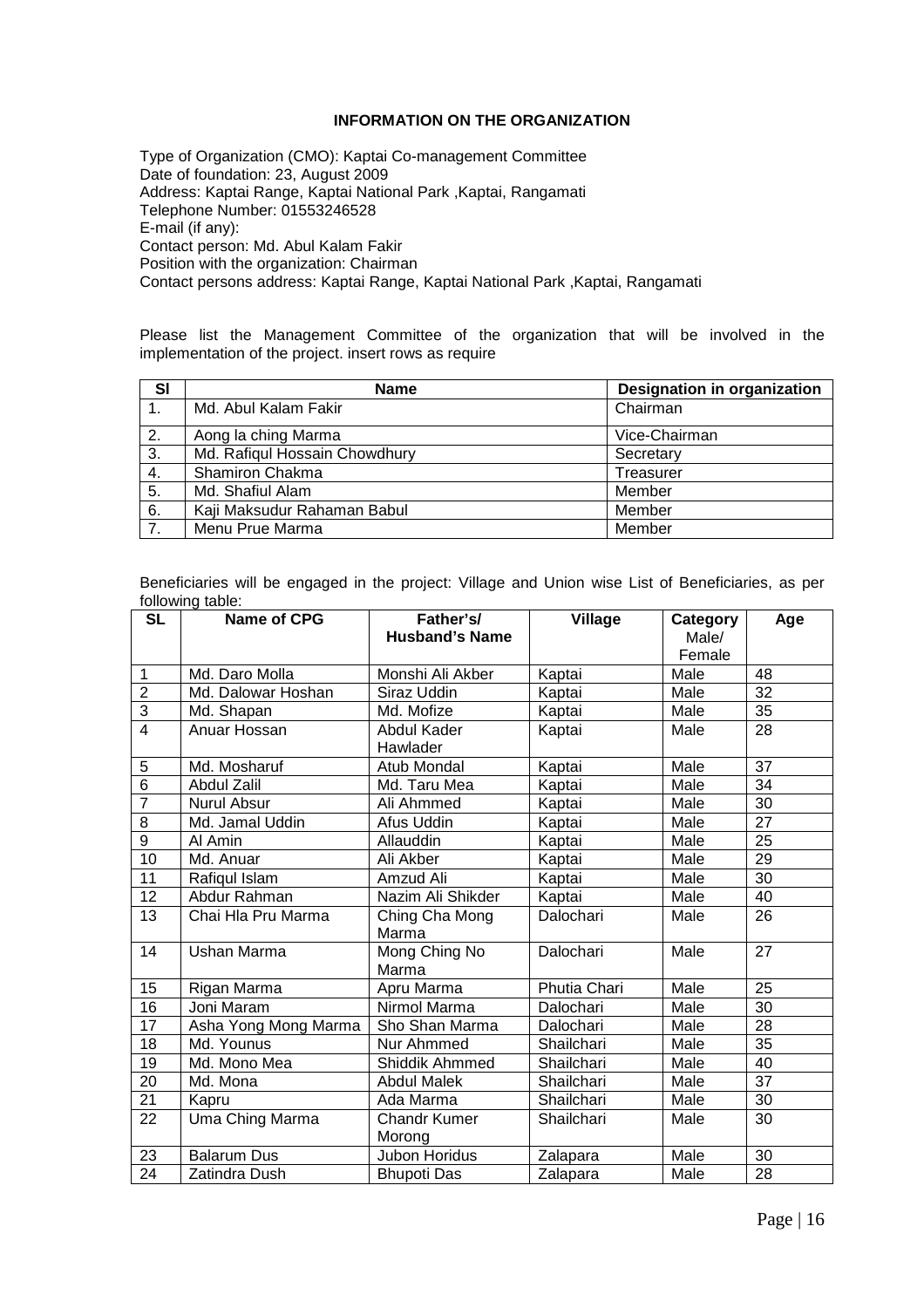**INFORMATION ON THE ORGANIZATION**

Type of Organization (CMO): Kaptai Co-management Committee
Date of foundation: 23, August 2009
Address: Kaptai Range, Kaptai National Park ,Kaptai, Rangamati
Telephone Number: 01553246528
E-mail (if any):
Contact person: Md. Abul Kalam Fakir
Position with the organization: Chairman
Contact persons address: Kaptai Range, Kaptai National Park ,Kaptai, Rangamati

Please list the Management Committee of the organization that will be involved in the implementation of the project. insert rows as require

| Sl | Name | Designation in organization |
|---|---|---|
| 1. | Md. Abul Kalam Fakir | Chairman |
| 2. | Aong la ching Marma | Vice-Chairman |
| 3. | Md. Rafiqul Hossain Chowdhury | Secretary |
| 4. | Shamiron Chakma | Treasurer |
| 5. | Md. Shafiul Alam | Member |
| 6. | Kaji Maksudur Rahaman Babul | Member |
| 7. | Menu Prue Marma | Member |

Beneficiaries will be engaged in the project: Village and Union wise List of Beneficiaries, as per following table:

| SL | Name of CPG | Father's/ Husband's Name | Village | Category Male/ Female | Age |
|---|---|---|---|---|---|
| 1 | Md. Daro Molla | Monshi Ali Akber | Kaptai | Male | 48 |
| 2 | Md. Dalowar Hoshan | Siraz Uddin | Kaptai | Male | 32 |
| 3 | Md. Shapan | Md. Mofize | Kaptai | Male | 35 |
| 4 | Anuar Hossan | Abdul Kader Hawlader | Kaptai | Male | 28 |
| 5 | Md. Mosharuf | Atub Mondal | Kaptai | Male | 37 |
| 6 | Abdul Zalil | Md. Taru Mea | Kaptai | Male | 34 |
| 7 | Nurul Absur | Ali Ahmmed | Kaptai | Male | 30 |
| 8 | Md. Jamal Uddin | Afus Uddin | Kaptai | Male | 27 |
| 9 | Al Amin | Allauddin | Kaptai | Male | 25 |
| 10 | Md. Anuar | Ali Akber | Kaptai | Male | 29 |
| 11 | Rafiqul Islam | Amzud Ali | Kaptai | Male | 30 |
| 12 | Abdur Rahman | Nazim Ali Shikder | Kaptai | Male | 40 |
| 13 | Chai Hla Pru Marma | Ching Cha Mong Marma | Dalochari | Male | 26 |
| 14 | Ushan Marma | Mong Ching No Marma | Dalochari | Male | 27 |
| 15 | Rigan Marma | Apru Marma | Phutia Chari | Male | 25 |
| 16 | Joni Maram | Nirmol Marma | Dalochari | Male | 30 |
| 17 | Asha Yong Mong Marma | Sho Shan Marma | Dalochari | Male | 28 |
| 18 | Md. Younus | Nur Ahmmed | Shailchari | Male | 35 |
| 19 | Md. Mono Mea | Shiddik Ahmmed | Shailchari | Male | 40 |
| 20 | Md. Mona | Abdul Malek | Shailchari | Male | 37 |
| 21 | Kapru | Ada Marma | Shailchari | Male | 30 |
| 22 | Uma Ching Marma | Chandr Kumer Morong | Shailchari | Male | 30 |
| 23 | Balarum Dus | Jubon Horidus | Zalapara | Male | 30 |
| 24 | Zatindra Dush | Bhupoti Das | Zalapara | Male | 28 |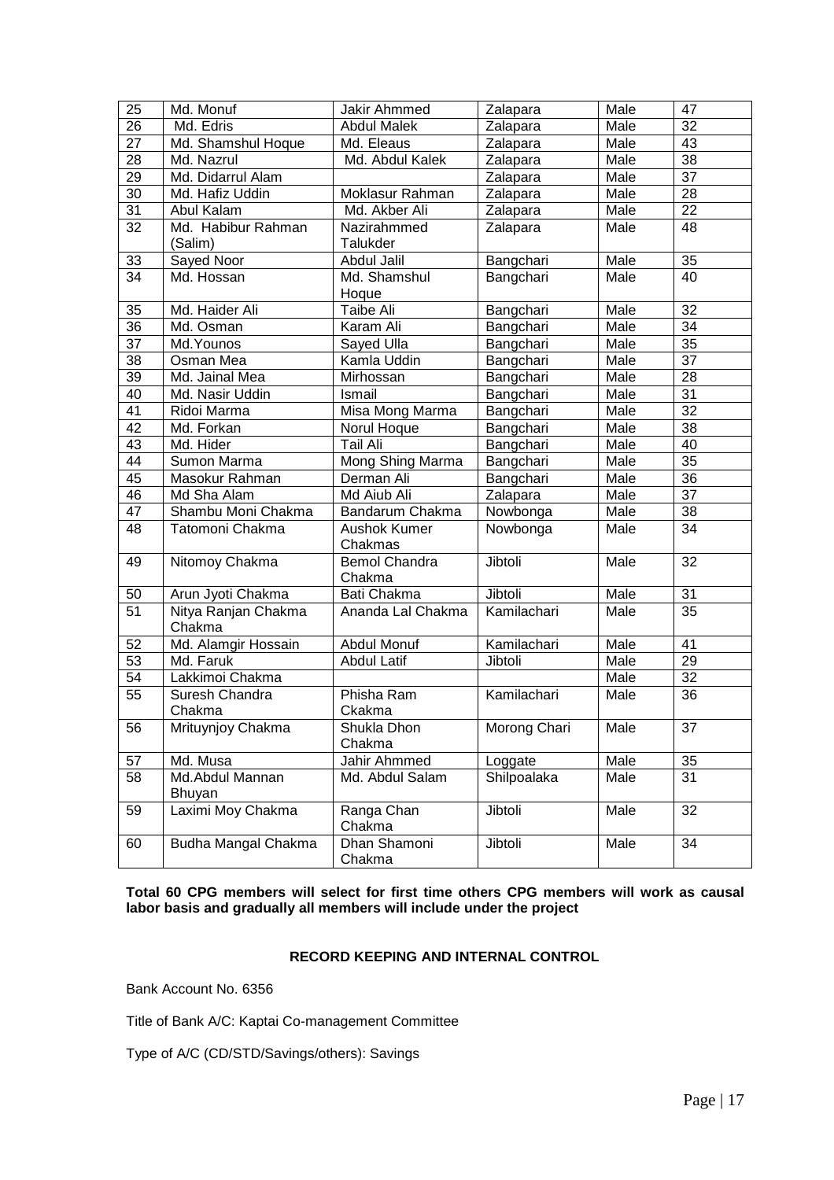| 25 | Md. Monuf | Jakir Ahhmed | Zalapara | Male | 47 |
|---|---|---|---|---|---|
| 26 | Md. Edris | Abdul Malek | Zalapara | Male | 32 |
| 27 | Md. Shamshul Hoque | Md. Eleaus | Zalapara | Male | 43 |
| 28 | Md. Nazrul | Md. Abdul Kalek | Zalapara | Male | 38 |
| 29 | Md. Didarrul Alam | | Zalapara | Male | 37 |
| 30 | Md. Hafiz Uddin | Moklasur Rahman | Zalapara | Male | 28 |
| 31 | Abul Kalam | Md. Akber Ali | Zalapara | Male | 22 |
| 32 | Md. Habibur Rahman (Salim) | Nazirahmmed Talukder | Zalapara | Male | 48 |
| 33 | Sayed Noor | Abdul Jalil | Bangchari | Male | 35 |
| 34 | Md. Hossan | Md. Shamshul Hoque | Bangchari | Male | 40 |
| 35 | Md. Haider Ali | Taibe Ali | Bangchari | Male | 32 |
| 36 | Md. Osman | Karam Ali | Bangchari | Male | 34 |
| 37 | Md.Younos | Sayed Ulla | Bangchari | Male | 35 |
| 38 | Osman Mea | Kamla Uddin | Bangchari | Male | 37 |
| 39 | Md. Jainal Mea | Mirhossan | Bangchari | Male | 28 |
| 40 | Md. Nasir Uddin | Ismail | Bangchari | Male | 31 |
| 41 | Ridoi Marma | Misa Mong Marma | Bangchari | Male | 32 |
| 42 | Md. Forkan | Norul Hoque | Bangchari | Male | 38 |
| 43 | Md. Hider | Tail Ali | Bangchari | Male | 40 |
| 44 | Sumon Marma | Mong Shing Marma | Bangchari | Male | 35 |
| 45 | Masokur Rahman | Derman Ali | Bangchari | Male | 36 |
| 46 | Md Sha Alam | Md Aiub Ali | Zalapara | Male | 37 |
| 47 | Shambu Moni Chakma | Bandarum Chakma | Nowbonga | Male | 38 |
| 48 | Tatomoni Chakma | Aushok Kumer Chakmas | Nowbonga | Male | 34 |
| 49 | Nitomoy Chakma | Bemol Chandra Chakma | Jibtoli | Male | 32 |
| 50 | Arun Jyoti Chakma | Bati Chakma | Jibtoli | Male | 31 |
| 51 | Nitya Ranjan Chakma Chakma | Ananda Lal Chakma | Kamilachari | Male | 35 |
| 52 | Md. Alamgir Hossain | Abdul Monuf | Kamilachari | Male | 41 |
| 53 | Md. Faruk | Abdul Latif | Jibtoli | Male | 29 |
| 54 | Lakkimoi Chakma | | | Male | 32 |
| 55 | Suresh Chandra Chakma | Phisha Ram Ckakma | Kamilachari | Male | 36 |
| 56 | Mrituynjoy Chakma | Shukla Dhon Chakma | Morong Chari | Male | 37 |
| 57 | Md. Musa | Jahir Ahmmed | Loggate | Male | 35 |
| 58 | Md.Abdul Mannan Bhuyan | Md. Abdul Salam | Shilpoalaka | Male | 31 |
| 59 | Laximi Moy Chakma | Ranga Chan Chakma | Jibtoli | Male | 32 |
| 60 | Budha Mangal Chakma | Dhan Shamoni Chakma | Jibtoli | Male | 34 |

**Total 60 CPG members will select for first time others CPG members will work as causal labor basis and gradually all members will include under the project**

**RECORD KEEPING AND INTERNAL CONTROL**

Bank Account No. 6356

Title of Bank A/C: Kaptai Co-management Committee

Type of A/C (CD/STD/Savings/others): Savings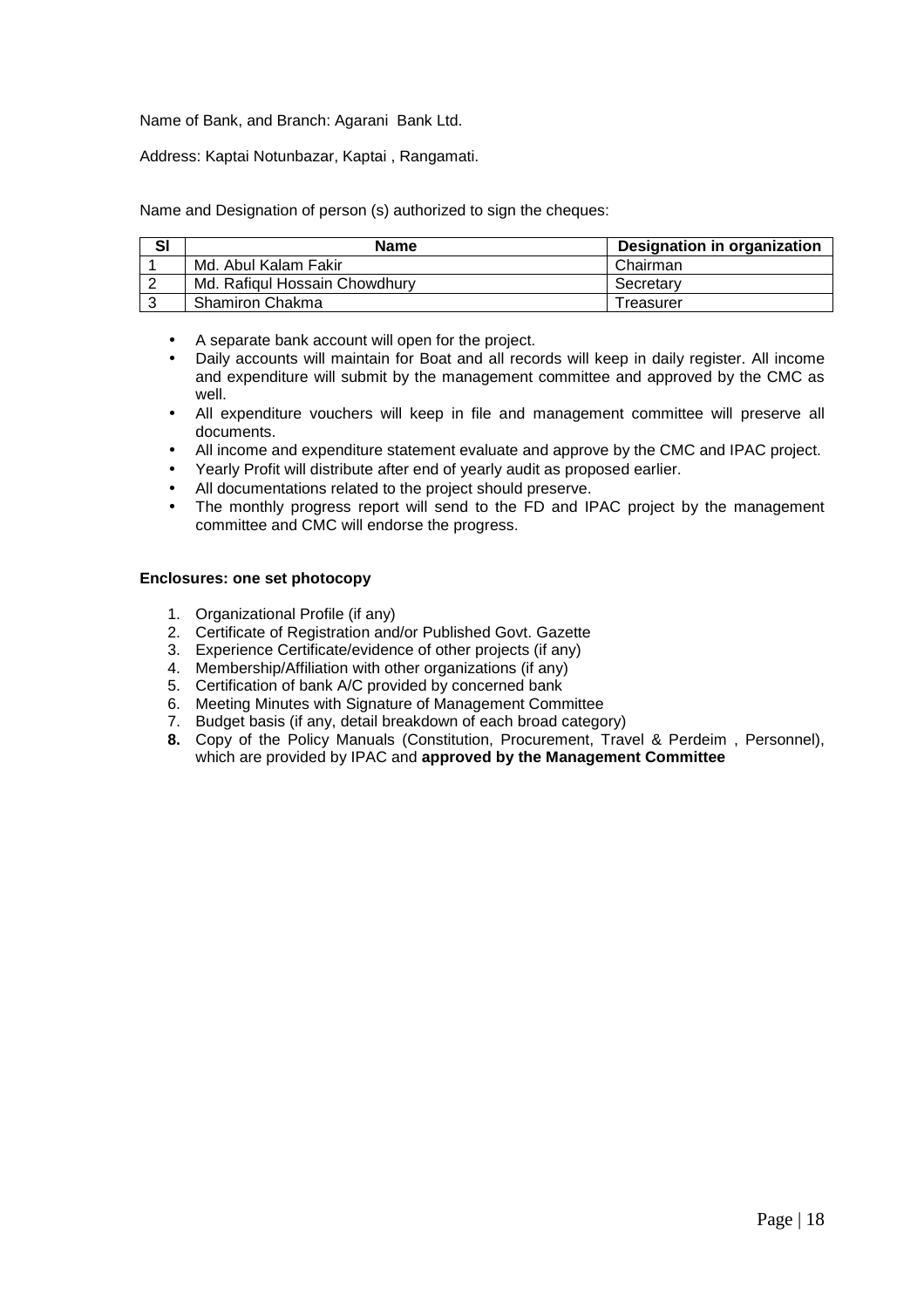Name of Bank, and Branch: Agarani Bank Ltd.

Address: Kaptai Notunbazar, Kaptai , Rangamati.

Name and Designation of person (s) authorized to sign the cheques:

| Sl | Name | Designation in organization |
|---|---|---|
| 1 | Md. Abul Kalam Fakir | Chairman |
| 2 | Md. Rafiqul Hossain Chowdhury | Secretary |
| 3 | Shamiron Chakma | Treasurer |

- A separate bank account will open for the project.
- Daily accounts will maintain for Boat and all records will keep in daily register. All income and expenditure will submit by the management committee and approved by the CMC as well.
- All expenditure vouchers will keep in file and management committee will preserve all documents.
- All income and expenditure statement evaluate and approve by the CMC and IPAC project.
- Yearly Profit will distribute after end of yearly audit as proposed earlier.
- All documentations related to the project should preserve.
- The monthly progress report will send to the FD and IPAC project by the management committee and CMC will endorse the progress.

**Enclosures: one set photocopy**

1. Organizational Profile (if any)
2. Certificate of Registration and/or Published Govt. Gazette
3. Experience Certificate/evidence of other projects (if any)
4. Membership/Affiliation with other organizations (if any)
5. Certification of bank A/C provided by concerned bank
6. Meeting Minutes with Signature of Management Committee
7. Budget basis (if any, detail breakdown of each broad category)
8. Copy of the Policy Manuals (Constitution, Procurement, Travel & Perdeim , Personnel), which are provided by IPAC and **approved by the Management Committee**